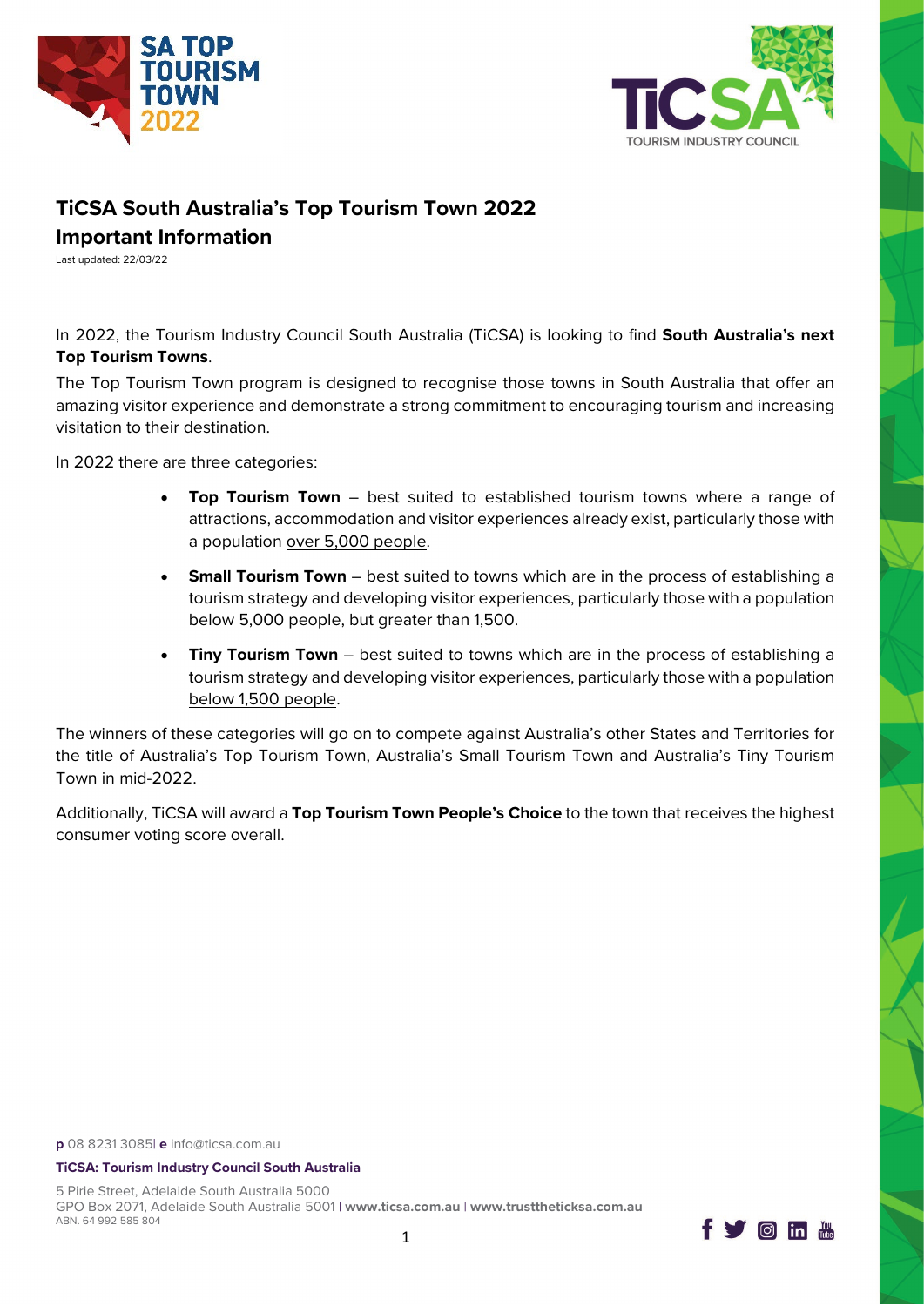# TiCSA South Australia's Top Tourism Town 2022

## Important Information

Last updated: 22/03/22

In 2022, the Tourism Industry Council South Australia (TiCSA) is looking to find **South Australia's next Top Tourism Towns**.

The Top Tourism Town program is designed to recognise those towns in South Australia that offer an amazing visitor experience and demonstrate a strong commitment to encouraging tourism and increasing visitation to their destination.

In 2022 there are three categories:

- **Top Tourism Town** – best suited to established tourism towns where a range of attractions, accommodation and visitor experiences already exist, particularly those with a population over 5,000 people.
- **Small Tourism Town** – best suited to towns which are in the process of establishing a tourism strategy and developing visitor experiences, particularly those with a population below 5,000 people, but greater than 1,500.
- **Tiny Tourism Town** – best suited to towns which are in the process of establishing a tourism strategy and developing visitor experiences, particularly those with a population below 1,500 people.

The winners of these categories will go on to compete against Australia's other States and Territories for the title of Australia's Top Tourism Town, Australia's Small Tourism Town and Australia's Tiny Tourism Town in mid-2022.

Additionally, TiCSA will award a **Top Tourism Town People's Choice** to the town that receives the highest consumer voting score overall.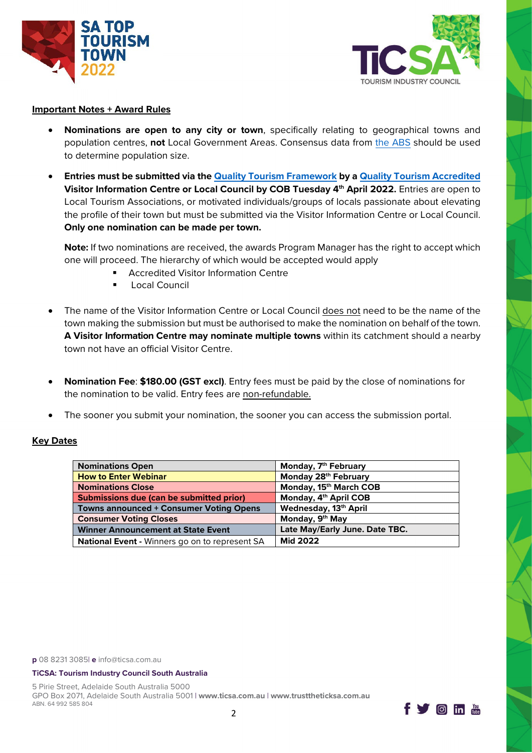**Important Notes + Award Rules**

- **Nominations are open to any city or town**, specifically relating to geographical towns and population centres, **not** Local Government Areas. Consensus data from the ABS should be used to determine population size.

- **Entries must be submitted via the Quality Tourism Framework by a Quality Tourism Accredited Visitor Information Centre or Local Council by COB Tuesday 4th April 2022.** Entries are open to Local Tourism Associations, or motivated individuals/groups of locals passionate about elevating the profile of their town but must be submitted via the Visitor Information Centre or Local Council. **Only one nomination can be made per town.**

  **Note:** If two nominations are received, the awards Program Manager has the right to accept which one will proceed. The hierarchy of which would be accepted would apply
  - Accredited Visitor Information Centre
  - Local Council

- The name of the Visitor Information Centre or Local Council does not need to be the name of the town making the submission but must be authorised to make the nomination on behalf of the town. **A Visitor Information Centre may nominate multiple towns** within its catchment should a nearby town not have an official Visitor Centre.

- **Nomination Fee**: **$180.00 (GST excl)**. Entry fees must be paid by the close of nominations for the nomination to be valid. Entry fees are non-refundable.

- The sooner you submit your nomination, the sooner you can access the submission portal.

**Key Dates**

| Nominations Open | Monday, 7th February |
|---|---|
| How to Enter Webinar | Monday 28th February |
| Nominations Close | Monday, 15th March COB |
| Submissions due (can be submitted prior) | Monday, 4th April COB |
| Towns announced + Consumer Voting Opens | Wednesday, 13th April |
| Consumer Voting Closes | Monday, 9th May |
| Winner Announcement at State Event | Late May/Early June. Date TBC. |
| **National Event** - Winners go on to represent SA | Mid 2022 |

**p** 08 8231 3085| **e** info@ticsa.com.au

**TiCSA: Tourism Industry Council South Australia**

5 Pirie Street, Adelaide South Australia 5000
GPO Box 2071, Adelaide South Australia 5001 | **www.ticsa.com.au** | **www.trusttheticksa.com.au**
ABN. 64 992 585 804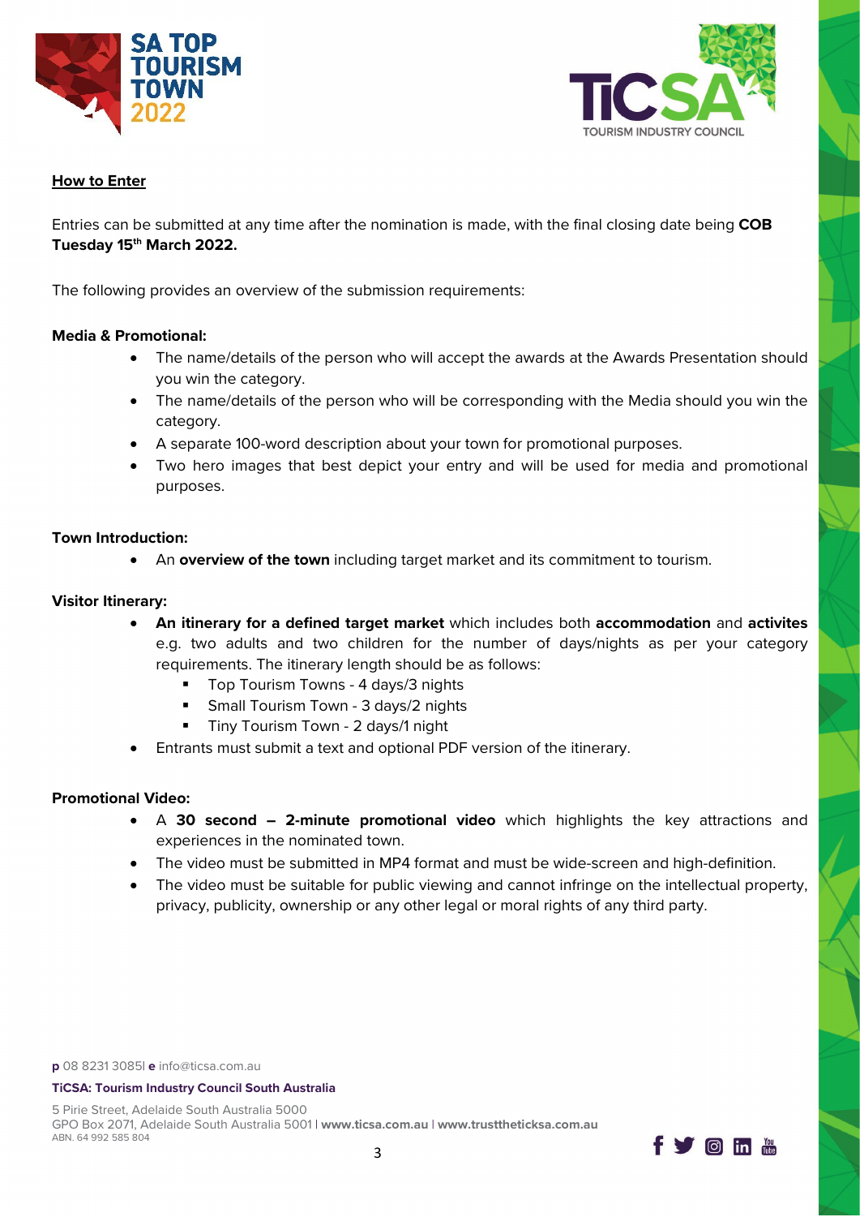## How to Enter

Entries can be submitted at any time after the nomination is made, with the final closing date being **COB Tuesday 15th March 2022.**

The following provides an overview of the submission requirements:

**Media & Promotional:**

- The name/details of the person who will accept the awards at the Awards Presentation should you win the category.
- The name/details of the person who will be corresponding with the Media should you win the category.
- A separate 100-word description about your town for promotional purposes.
- Two hero images that best depict your entry and will be used for media and promotional purposes.

**Town Introduction:**

- An **overview of the town** including target market and its commitment to tourism.

**Visitor Itinerary:**

- **An itinerary for a defined target market** which includes both **accommodation** and **activites** e.g. two adults and two children for the number of days/nights as per your category requirements. The itinerary length should be as follows:
  - Top Tourism Towns - 4 days/3 nights
  - Small Tourism Town - 3 days/2 nights
  - Tiny Tourism Town - 2 days/1 night
- Entrants must submit a text and optional PDF version of the itinerary.

**Promotional Video:**

- A **30 second – 2-minute promotional video** which highlights the key attractions and experiences in the nominated town.
- The video must be submitted in MP4 format and must be wide-screen and high-definition.
- The video must be suitable for public viewing and cannot infringe on the intellectual property, privacy, publicity, ownership or any other legal or moral rights of any third party.

**p** 08 8231 3085| **e** info@ticsa.com.au

**TiCSA: Tourism Industry Council South Australia**

5 Pirie Street, Adelaide South Australia 5000
GPO Box 2071, Adelaide South Australia 5001 | **www.ticsa.com.au** | **www.trustthe ticksa.com.au**
ABN. 64 992 585 804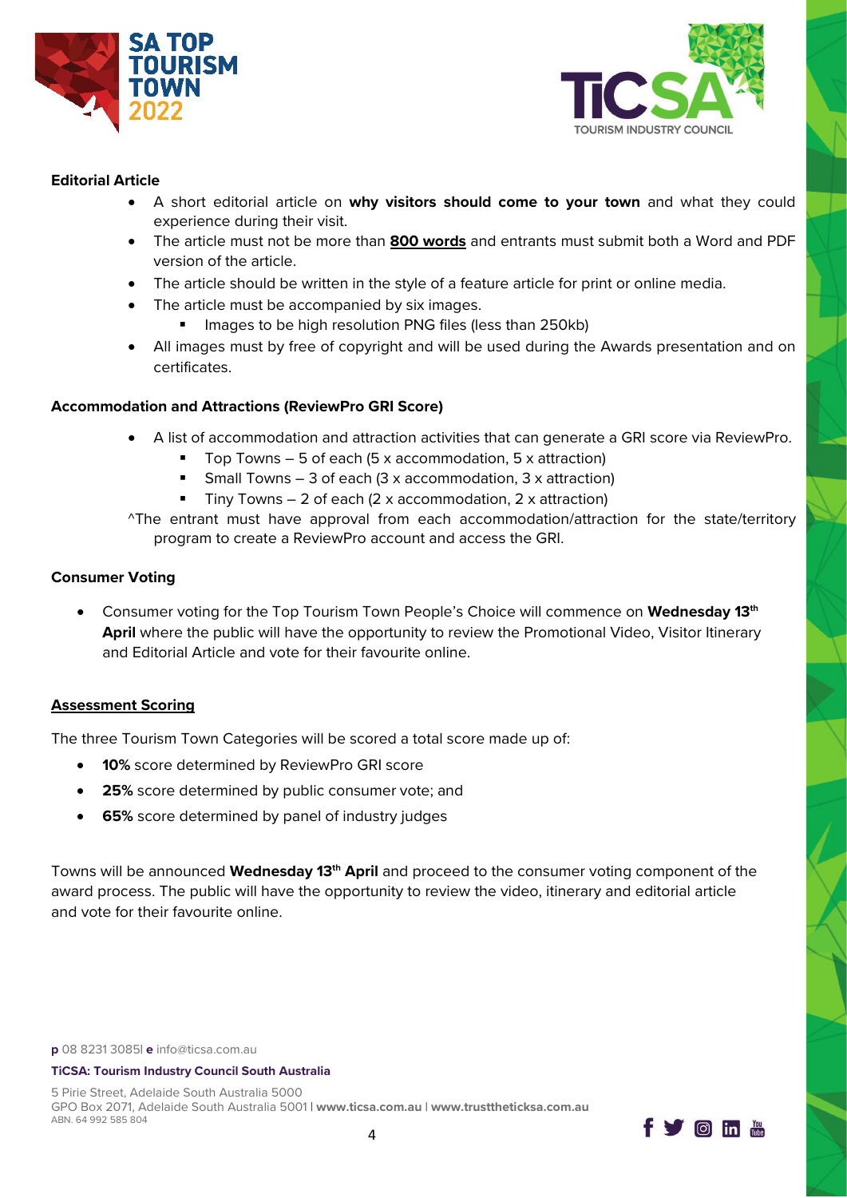**Editorial Article**

- A short editorial article on **why visitors should come to your town** and what they could experience during their visit.
- The article must not be more than **800 words** and entrants must submit both a Word and PDF version of the article.
- The article should be written in the style of a feature article for print or online media.
- The article must be accompanied by six images.
  - Images to be high resolution PNG files (less than 250kb)
- All images must by free of copyright and will be used during the Awards presentation and on certificates.

**Accommodation and Attractions (ReviewPro GRI Score)**

- A list of accommodation and attraction activities that can generate a GRI score via ReviewPro.
  - Top Towns – 5 of each (5 x accommodation, 5 x attraction)
  - Small Towns – 3 of each (3 x accommodation, 3 x attraction)
  - Tiny Towns – 2 of each (2 x accommodation, 2 x attraction)

^The entrant must have approval from each accommodation/attraction for the state/territory program to create a ReviewPro account and access the GRI.

**Consumer Voting**

- Consumer voting for the Top Tourism Town People's Choice will commence on **Wednesday 13th April** where the public will have the opportunity to review the Promotional Video, Visitor Itinerary and Editorial Article and vote for their favourite online.

**Assessment Scoring**

The three Tourism Town Categories will be scored a total score made up of:

- **10%** score determined by ReviewPro GRI score
- **25%** score determined by public consumer vote; and
- **65%** score determined by panel of industry judges

Towns will be announced **Wednesday 13th April** and proceed to the consumer voting component of the award process. The public will have the opportunity to review the video, itinerary and editorial article and vote for their favourite online.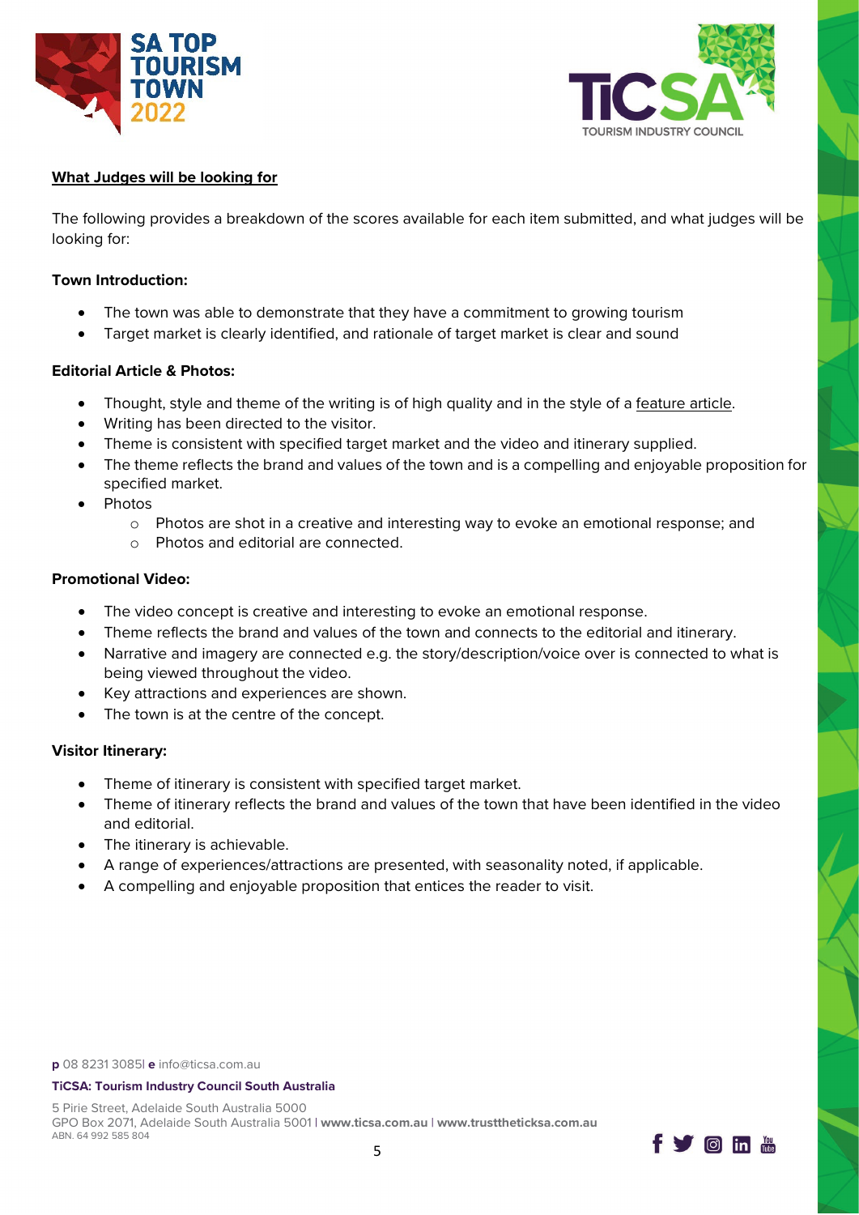## What Judges will be looking for

The following provides a breakdown of the scores available for each item submitted, and what judges will be looking for:

### Town Introduction:

- The town was able to demonstrate that they have a commitment to growing tourism
- Target market is clearly identified, and rationale of target market is clear and sound

### Editorial Article & Photos:

- Thought, style and theme of the writing is of high quality and in the style of a feature article.
- Writing has been directed to the visitor.
- Theme is consistent with specified target market and the video and itinerary supplied.
- The theme reflects the brand and values of the town and is a compelling and enjoyable proposition for specified market.
- Photos
  - Photos are shot in a creative and interesting way to evoke an emotional response; and
  - Photos and editorial are connected.

### Promotional Video:

- The video concept is creative and interesting to evoke an emotional response.
- Theme reflects the brand and values of the town and connects to the editorial and itinerary.
- Narrative and imagery are connected e.g. the story/description/voice over is connected to what is being viewed throughout the video.
- Key attractions and experiences are shown.
- The town is at the centre of the concept.

### Visitor Itinerary:

- Theme of itinerary is consistent with specified target market.
- Theme of itinerary reflects the brand and values of the town that have been identified in the video and editorial.
- The itinerary is achievable.
- A range of experiences/attractions are presented, with seasonality noted, if applicable.
- A compelling and enjoyable proposition that entices the reader to visit.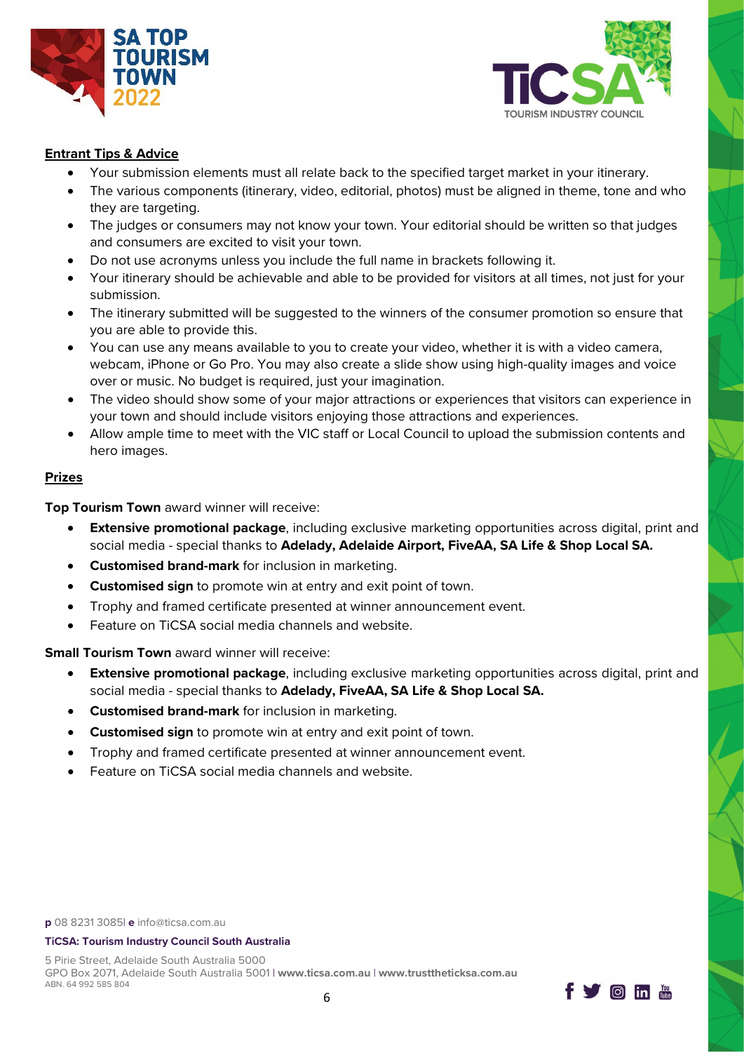## Entrant Tips & Advice

- Your submission elements must all relate back to the specified target market in your itinerary.
- The various components (itinerary, video, editorial, photos) must be aligned in theme, tone and who they are targeting.
- The judges or consumers may not know your town. Your editorial should be written so that judges and consumers are excited to visit your town.
- Do not use acronyms unless you include the full name in brackets following it.
- Your itinerary should be achievable and able to be provided for visitors at all times, not just for your submission.
- The itinerary submitted will be suggested to the winners of the consumer promotion so ensure that you are able to provide this.
- You can use any means available to you to create your video, whether it is with a video camera, webcam, iPhone or Go Pro. You may also create a slide show using high-quality images and voice over or music. No budget is required, just your imagination.
- The video should show some of your major attractions or experiences that visitors can experience in your town and should include visitors enjoying those attractions and experiences.
- Allow ample time to meet with the VIC staff or Local Council to upload the submission contents and hero images.

## Prizes

**Top Tourism Town** award winner will receive:

- **Extensive promotional package**, including exclusive marketing opportunities across digital, print and social media - special thanks to **Adelady, Adelaide Airport, FiveAA, SA Life & Shop Local SA.**
- **Customised brand-mark** for inclusion in marketing.
- **Customised sign** to promote win at entry and exit point of town.
- Trophy and framed certificate presented at winner announcement event.
- Feature on TiCSA social media channels and website.

**Small Tourism Town** award winner will receive:

- **Extensive promotional package**, including exclusive marketing opportunities across digital, print and social media - special thanks to **Adelady, FiveAA, SA Life & Shop Local SA.**
- **Customised brand-mark** for inclusion in marketing.
- **Customised sign** to promote win at entry and exit point of town.
- Trophy and framed certificate presented at winner announcement event.
- Feature on TiCSA social media channels and website.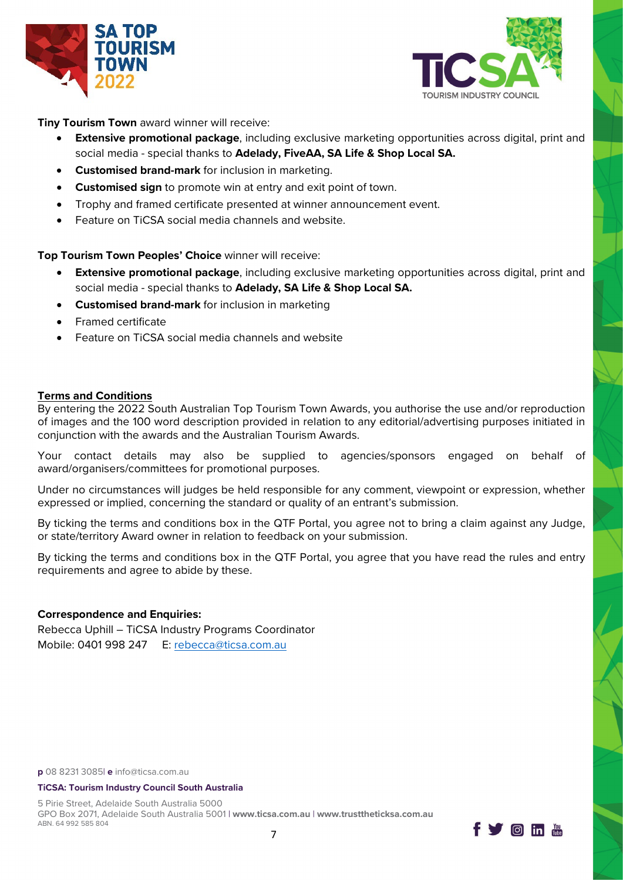**Tiny Tourism Town** award winner will receive:

- **Extensive promotional package**, including exclusive marketing opportunities across digital, print and social media - special thanks to **Adelady, FiveAA, SA Life & Shop Local SA.**
- **Customised brand-mark** for inclusion in marketing.
- **Customised sign** to promote win at entry and exit point of town.
- Trophy and framed certificate presented at winner announcement event.
- Feature on TiCSA social media channels and website.

**Top Tourism Town Peoples' Choice** winner will receive:

- **Extensive promotional package**, including exclusive marketing opportunities across digital, print and social media - special thanks to **Adelady, SA Life & Shop Local SA.**
- **Customised brand-mark** for inclusion in marketing
- Framed certificate
- Feature on TiCSA social media channels and website

## Terms and Conditions

By entering the 2022 South Australian Top Tourism Town Awards, you authorise the use and/or reproduction of images and the 100 word description provided in relation to any editorial/advertising purposes initiated in conjunction with the awards and the Australian Tourism Awards.

Your contact details may also be supplied to agencies/sponsors engaged on behalf of award/organisers/committees for promotional purposes.

Under no circumstances will judges be held responsible for any comment, viewpoint or expression, whether expressed or implied, concerning the standard or quality of an entrant's submission.

By ticking the terms and conditions box in the QTF Portal, you agree not to bring a claim against any Judge, or state/territory Award owner in relation to feedback on your submission.

By ticking the terms and conditions box in the QTF Portal, you agree that you have read the rules and entry requirements and agree to abide by these.

**Correspondence and Enquiries:**

Rebecca Uphill – TiCSA Industry Programs Coordinator
Mobile: 0401 998 247    E: rebecca@ticsa.com.au